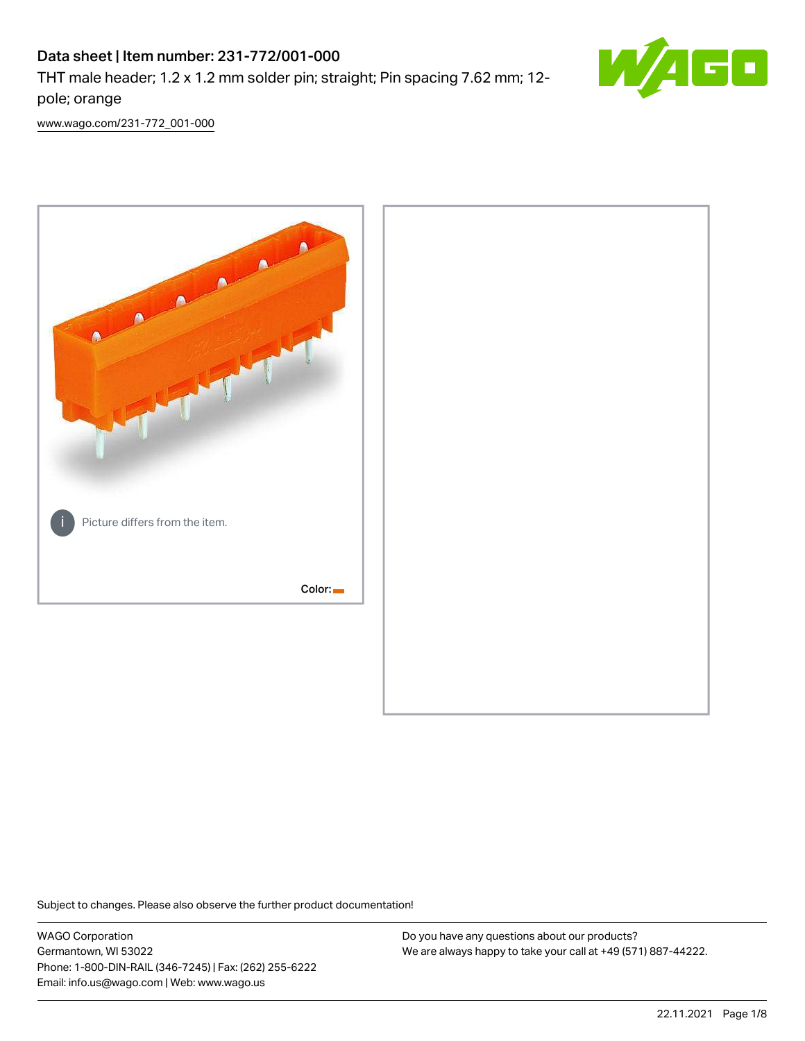# Data sheet | Item number: 231-772/001-000

THT male header; 1.2 x 1.2 mm solder pin; straight; Pin spacing 7.62 mm; 12-pole; orange

www.wago.com/231-772_001-000

Picture differs from the item.

Color:

Subject to changes. Please also observe the further product documentation!

WAGO Corporation
Germantown, WI 53022
Phone: 1-800-DIN-RAIL (346-7245) | Fax: (262) 255-6222
Email: info.us@wago.com | Web: www.wago.us

Do you have any questions about our products?
We are always happy to take your call at +49 (571) 887-44222.

22.11.2021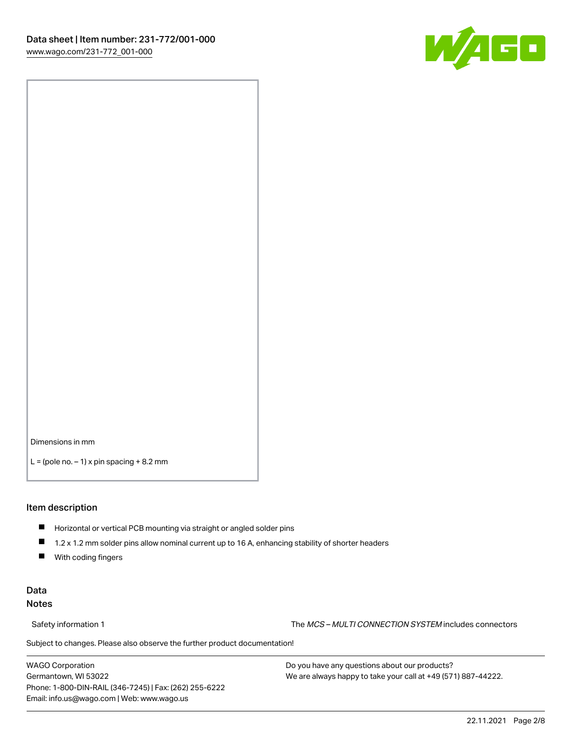Dimensions in mm

L = (pole no. – 1) x pin spacing + 8.2 mm

## Item description

- Horizontal or vertical PCB mounting via straight or angled solder pins
- 1.2 x 1.2 mm solder pins allow nominal current up to 16 A, enhancing stability of shorter headers
- With coding fingers

## Data
### Notes

Safety information 1 The *MCS – MULTI CONNECTION SYSTEM* includes connectors

Subject to changes. Please also observe the further product documentation!

WAGO Corporation
Germantown, WI 53022
Phone: 1-800-DIN-RAIL (346-7245) | Fax: (262) 255-6222
Email: info.us@wago.com | Web: www.wago.us

Do you have any questions about our products?
We are always happy to take your call at +49 (571) 887-44222.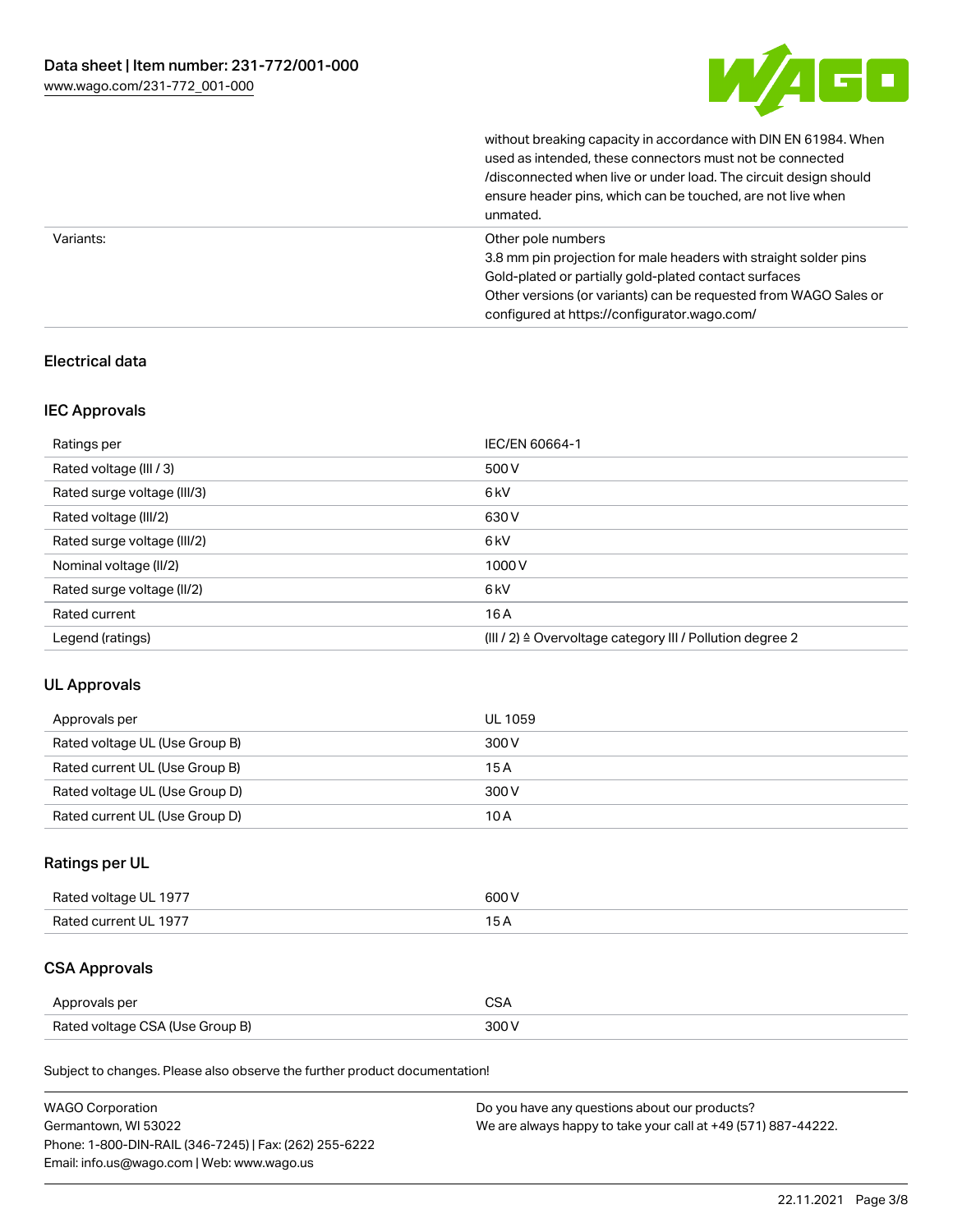| | |
|---|---|
| | without breaking capacity in accordance with DIN EN 61984. When used as intended, these connectors must not be connected /disconnected when live or under load. The circuit design should ensure header pins, which can be touched, are not live when unmated. |
| Variants: | Other pole numbers<br>3.8 mm pin projection for male headers with straight solder pins<br>Gold-plated or partially gold-plated contact surfaces<br>Other versions (or variants) can be requested from WAGO Sales or configured at https://configurator.wago.com/ |

## Electrical data

### IEC Approvals

| | |
|---|---|
| Ratings per | IEC/EN 60664-1 |
| Rated voltage (III / 3) | 500 V |
| Rated surge voltage (III/3) | 6 kV |
| Rated voltage (III/2) | 630 V |
| Rated surge voltage (III/2) | 6 kV |
| Nominal voltage (II/2) | 1000 V |
| Rated surge voltage (II/2) | 6 kV |
| Rated current | 16 A |
| Legend (ratings) | (III / 2) ≙ Overvoltage category III / Pollution degree 2 |

### UL Approvals

| | |
|---|---|
| Approvals per | UL 1059 |
| Rated voltage UL (Use Group B) | 300 V |
| Rated current UL (Use Group B) | 15 A |
| Rated voltage UL (Use Group D) | 300 V |
| Rated current UL (Use Group D) | 10 A |

### Ratings per UL

| | |
|---|---|
| Rated voltage UL 1977 | 600 V |
| Rated current UL 1977 | 15 A |

### CSA Approvals

| | |
|---|---|
| Approvals per | CSA |
| Rated voltage CSA (Use Group B) | 300 V |

Subject to changes. Please also observe the further product documentation!

WAGO Corporation
Germantown, WI 53022
Phone: 1-800-DIN-RAIL (346-7245) | Fax: (262) 255-6222
Email: info.us@wago.com | Web: www.wago.us

Do you have any questions about our products?
We are always happy to take your call at +49 (571) 887-44222.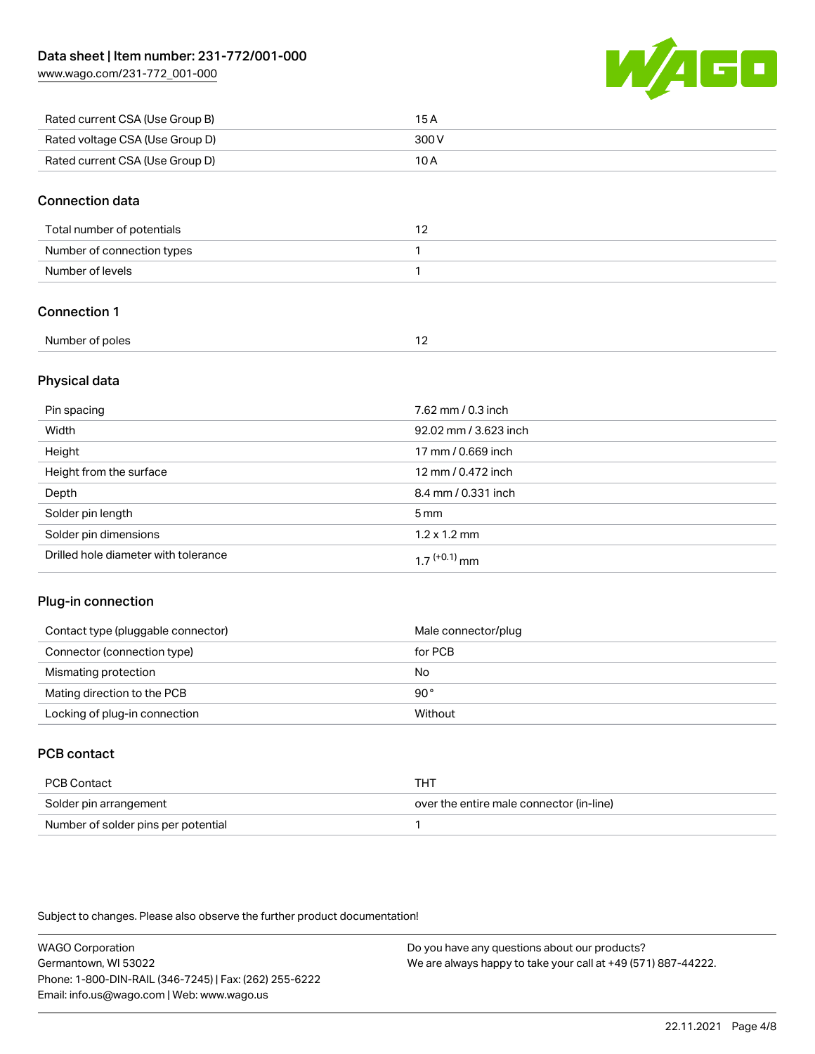| | |
|---|---|
| Rated current CSA (Use Group B) | 15 A |
| Rated voltage CSA (Use Group D) | 300 V |
| Rated current CSA (Use Group D) | 10 A |

## Connection data

| | |
|---|---|
| Total number of potentials | 12 |
| Number of connection types | 1 |
| Number of levels | 1 |

## Connection 1

| | |
|---|---|
| Number of poles | 12 |

## Physical data

| | |
|---|---|
| Pin spacing | 7.62 mm / 0.3 inch |
| Width | 92.02 mm / 3.623 inch |
| Height | 17 mm / 0.669 inch |
| Height from the surface | 12 mm / 0.472 inch |
| Depth | 8.4 mm / 0.331 inch |
| Solder pin length | 5 mm |
| Solder pin dimensions | 1.2 x 1.2 mm |
| Drilled hole diameter with tolerance | $1.7^{(+0.1)}$ mm |

## Plug-in connection

| | |
|---|---|
| Contact type (pluggable connector) | Male connector/plug |
| Connector (connection type) | for PCB |
| Mismating protection | No |
| Mating direction to the PCB | 90° |
| Locking of plug-in connection | Without |

## PCB contact

| | |
|---|---|
| PCB Contact | THT |
| Solder pin arrangement | over the entire male connector (in-line) |
| Number of solder pins per potential | 1 |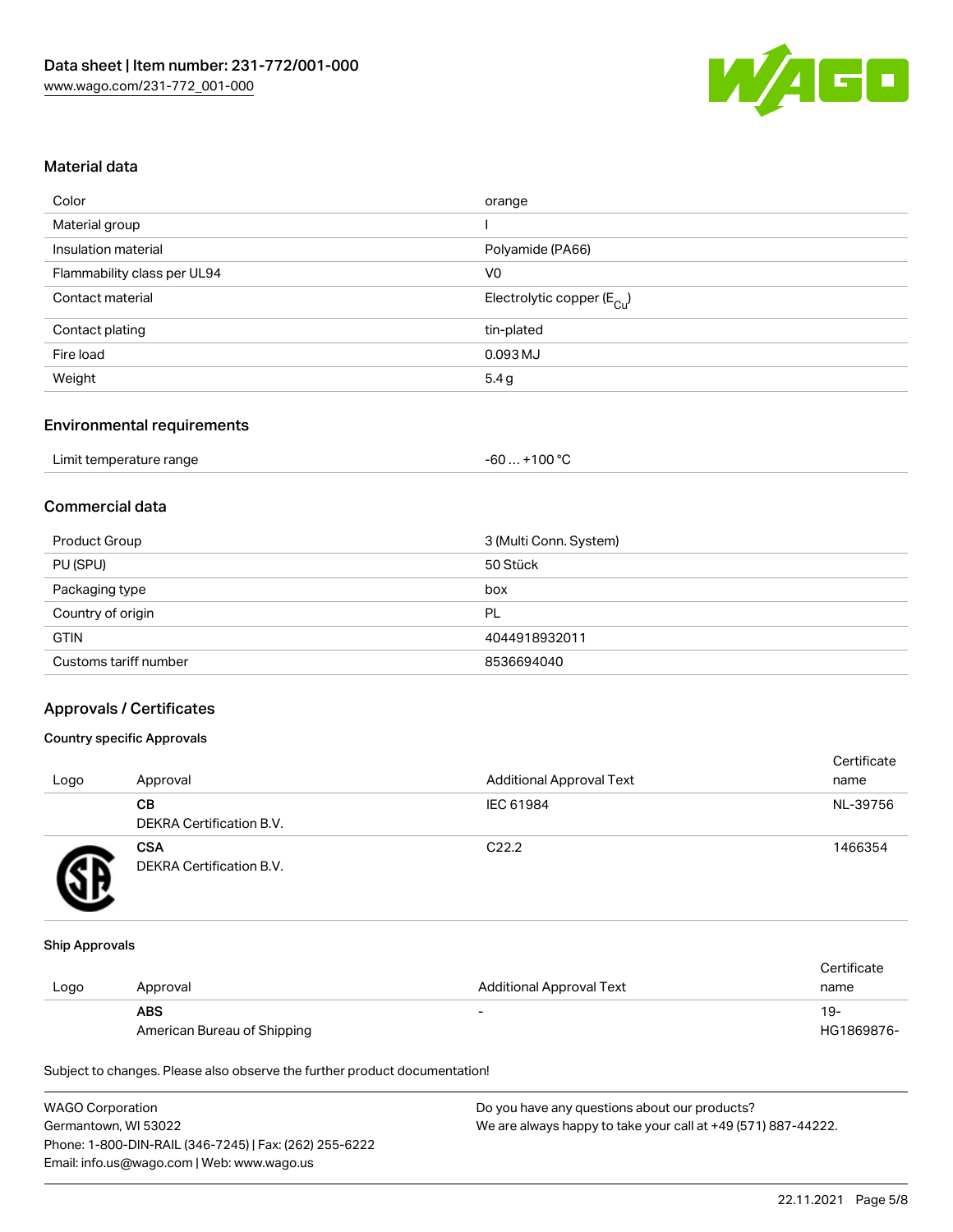## Material data

| Color | orange |
| --- | --- |
| Material group | I |
| Insulation material | Polyamide (PA66) |
| Flammability class per UL94 | V0 |
| Contact material | Electrolytic copper ($E_{Cu}$) |
| Contact plating | tin-plated |
| Fire load | 0.093 MJ |
| Weight | 5.4 g |

## Environmental requirements

| Limit temperature range | -60 … +100 °C |
| --- | --- |

## Commercial data

| Product Group | 3 (Multi Conn. System) |
| --- | --- |
| PU (SPU) | 50 Stück |
| Packaging type | box |
| Country of origin | PL |
| GTIN | 4044918932011 |
| Customs tariff number | 8536694040 |

## Approvals / Certificates

### Country specific Approvals

| Logo | Approval | Additional Approval Text | Certificate name |
| --- | --- | --- | --- |
| | **CB**<br>DEKRA Certification B.V. | IEC 61984 | NL-39756 |
| | **CSA**<br>DEKRA Certification B.V. | C22.2 | 1466354 |

### Ship Approvals

| Logo | Approval | Additional Approval Text | Certificate name |
| --- | --- | --- | --- |
| | **ABS**<br>American Bureau of Shipping | - | 19-HG1869876- |

Subject to changes. Please also observe the further product documentation!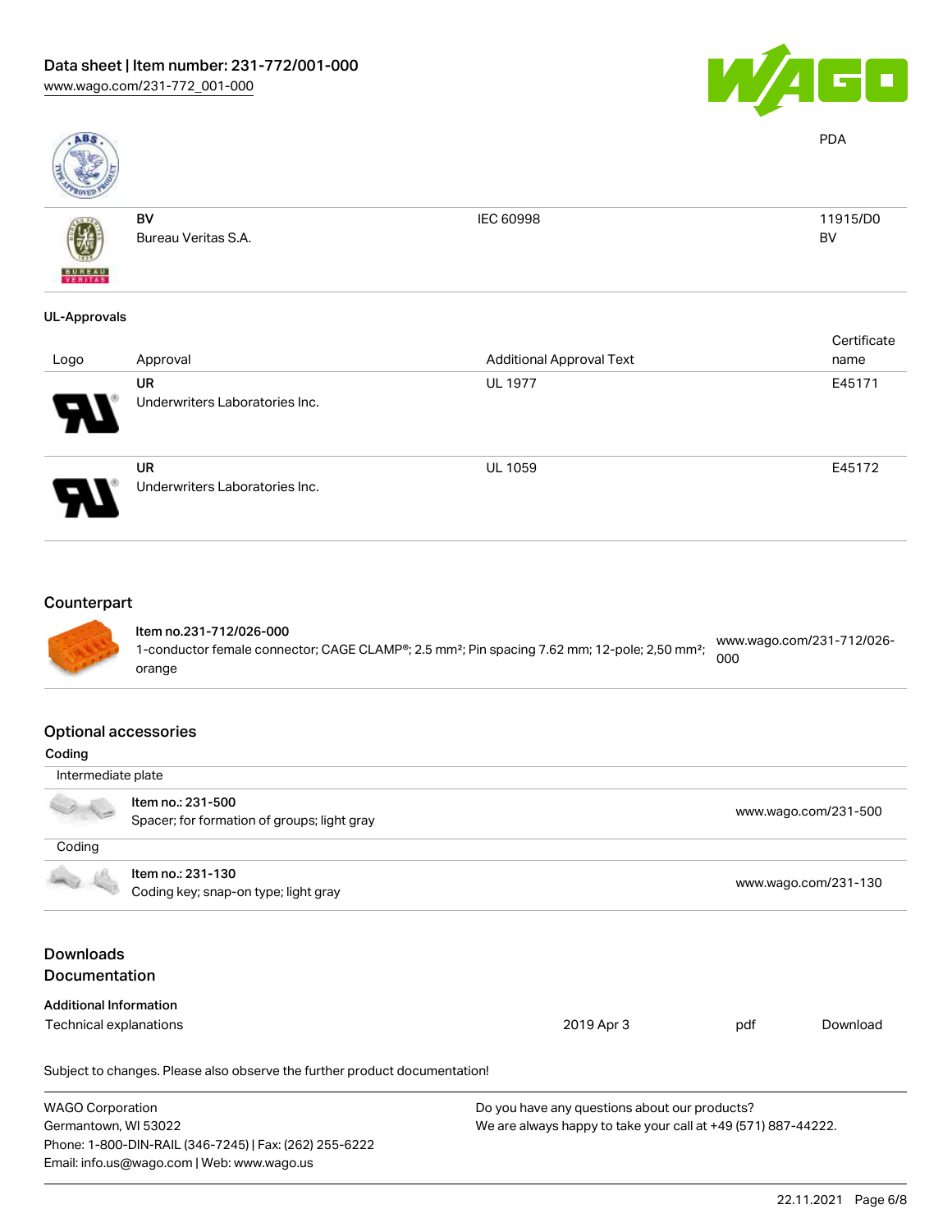PDA

| | | | |
|---|---|---|---|
| | BV<br>Bureau Veritas S.A. | IEC 60998 | 11915/D0<br>BV |

### UL-Approvals

| Logo | Approval | Additional Approval Text | Certificate name |
|---|---|---|---|
| | UR<br>Underwriters Laboratories Inc. | UL 1977 | E45171 |
| | UR<br>Underwriters Laboratories Inc. | UL 1059 | E45172 |

## Counterpart

| | |
|---|---|
| **Item no.231-712/026-000**<br>1-conductor female connector; CAGE CLAMP®; 2.5 mm²; Pin spacing 7.62 mm; 12-pole; 2,50 mm²; orange | www.wago.com/231-712/026-000 |

## Optional accessories

### Coding

| Intermediate plate | |
|---|---|
| **Item no.: 231-500**<br>Spacer; for formation of groups; light gray | www.wago.com/231-500 |
| **Coding** | |
| **Item no.: 231-130**<br>Coding key; snap-on type; light gray | www.wago.com/231-130 |

## Downloads

## Documentation

**Additional Information**

| | | | |
|---|---|---|---|
| Technical explanations | 2019 Apr 3 | pdf | Download |

Subject to changes. Please also observe the further product documentation!

WAGO Corporation
Germantown, WI 53022
Phone: 1-800-DIN-RAIL (346-7245) | Fax: (262) 255-6222
Email: info.us@wago.com | Web: www.wago.us

Do you have any questions about our products?
We are always happy to take your call at +49 (571) 887-44222.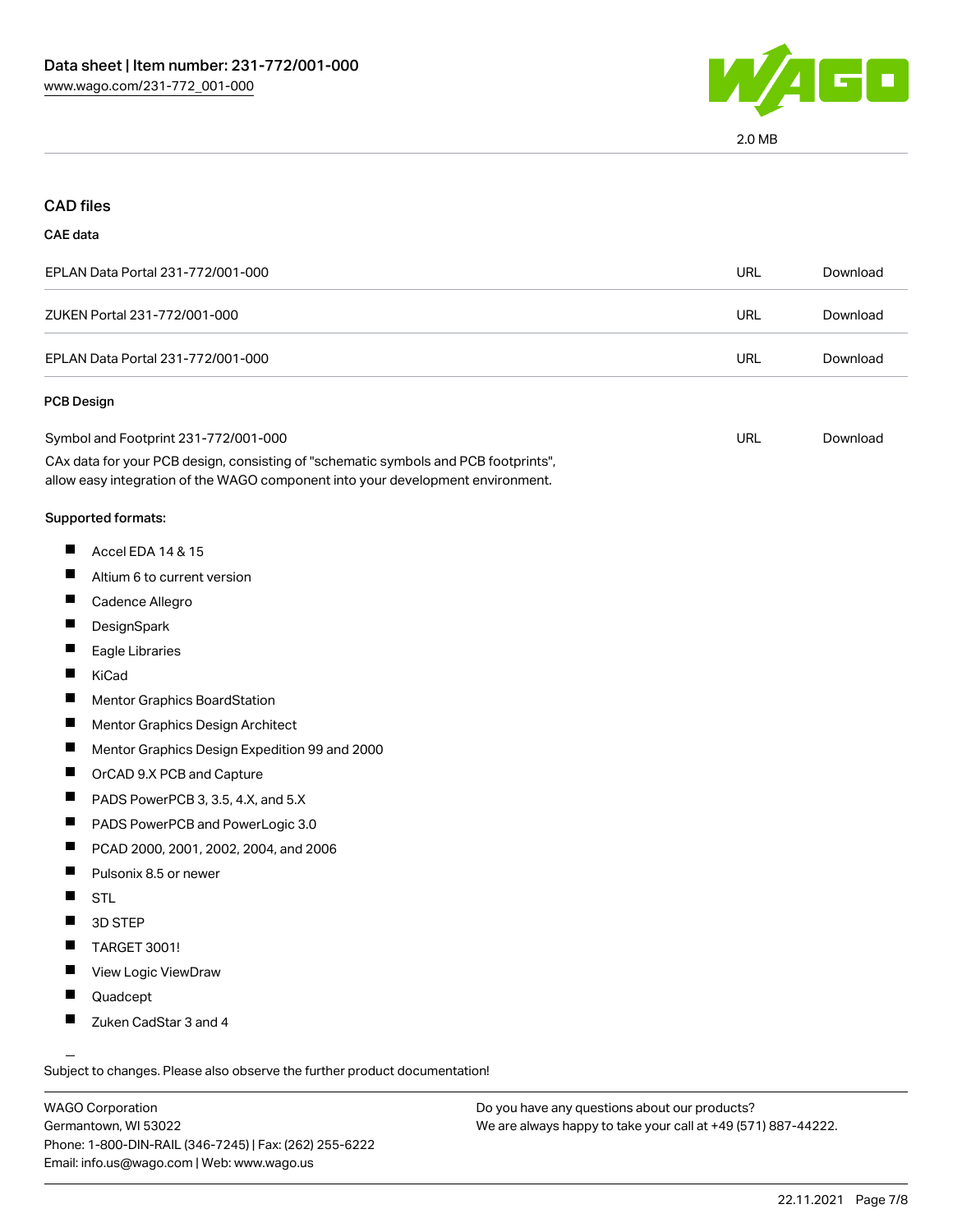2.0 MB

## CAD files

### CAE data

| | | |
|---|---|---|
| EPLAN Data Portal 231-772/001-000 | URL | Download |
| ZUKEN Portal 231-772/001-000 | URL | Download |
| EPLAN Data Portal 231-772/001-000 | URL | Download |

### PCB Design

| | | |
|---|---|---|
| Symbol and Footprint 231-772/001-000 | URL | Download |

CAx data for your PCB design, consisting of "schematic symbols and PCB footprints", allow easy integration of the WAGO component into your development environment.

Supported formats:

- Accel EDA 14 & 15
- Altium 6 to current version
- Cadence Allegro
- DesignSpark
- Eagle Libraries
- KiCad
- Mentor Graphics BoardStation
- Mentor Graphics Design Architect
- Mentor Graphics Design Expedition 99 and 2000
- OrCAD 9.X PCB and Capture
- PADS PowerPCB 3, 3.5, 4.X, and 5.X
- PADS PowerPCB and PowerLogic 3.0
- PCAD 2000, 2001, 2002, 2004, and 2006
- Pulsonix 8.5 or newer
- STL
- 3D STEP
- TARGET 3001!
- View Logic ViewDraw
- Quadcept
- Zuken CadStar 3 and 4

Subject to changes. Please also observe the further product documentation!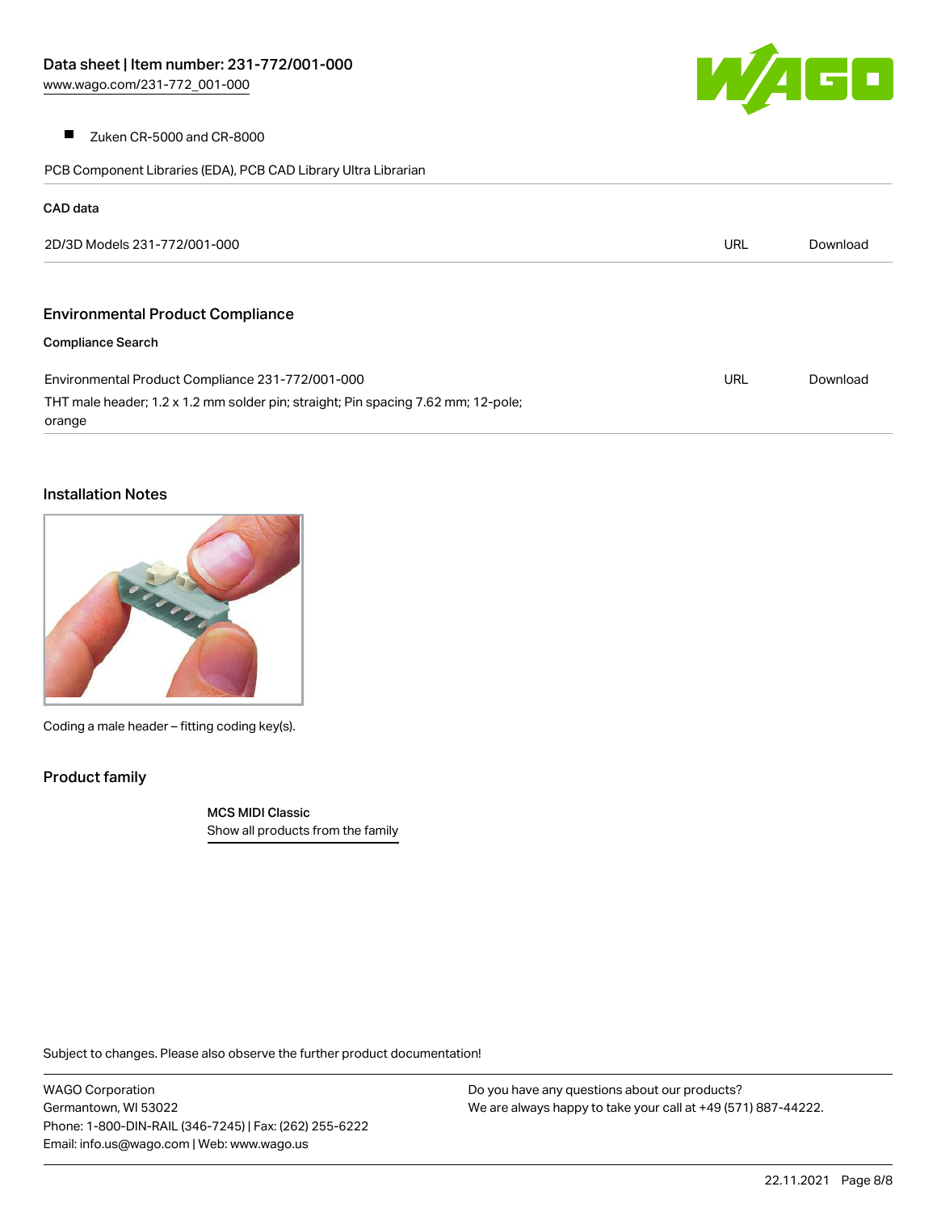- Zuken CR-5000 and CR-8000

PCB Component Libraries (EDA), PCB CAD Library Ultra Librarian

### CAD data

| | | |
|---|---|---|
| 2D/3D Models 231-772/001-000 | URL | Download |

## Environmental Product Compliance

### Compliance Search

| | | |
|---|---|---|
| Environmental Product Compliance 231-772/001-000<br>THT male header; 1.2 x 1.2 mm solder pin; straight; Pin spacing 7.62 mm; 12-pole; orange | URL | Download |

## Installation Notes

Coding a male header – fitting coding key(s).

## Product family

MCS MIDI Classic
Show all products from the family

Subject to changes. Please also observe the further product documentation!

WAGO Corporation
Germantown, WI 53022
Phone: 1-800-DIN-RAIL (346-7245) | Fax: (262) 255-6222
Email: info.us@wago.com | Web: www.wago.us

Do you have any questions about our products?
We are always happy to take your call at +49 (571) 887-44222.